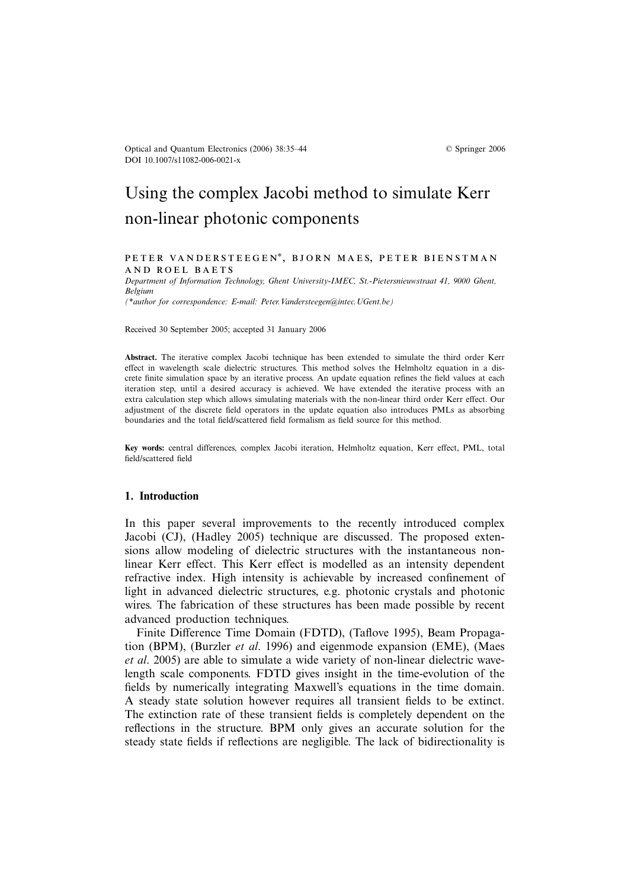Optical and Quantum Electronics (2006) 38:35–44 © Springer 2006
DOI 10.1007/s11082-006-0021-x

# Using the complex Jacobi method to simulate Kerr non-linear photonic components

PETER VANDERSTEEGEN*, BJORN MAES, PETER BIENSTMAN AND ROEL BAETS

*Department of Information Technology, Ghent University-IMEC, St.-Pietersnieuwstraat 41, 9000 Ghent, Belgium*

*(\*author for correspondence: E-mail: Peter.Vandersteegen@intec.UGent.be)*

Received 30 September 2005; accepted 31 January 2006

**Abstract.** The iterative complex Jacobi technique has been extended to simulate the third order Kerr effect in wavelength scale dielectric structures. This method solves the Helmholtz equation in a discrete finite simulation space by an iterative process. An update equation refines the field values at each iteration step, until a desired accuracy is achieved. We have extended the iterative process with an extra calculation step which allows simulating materials with the non-linear third order Kerr effect. Our adjustment of the discrete field operators in the update equation also introduces PMLs as absorbing boundaries and the total field/scattered field formalism as field source for this method.

**Key words:** central differences, complex Jacobi iteration, Helmholtz equation, Kerr effect, PML, total field/scattered field

## 1. Introduction

In this paper several improvements to the recently introduced complex Jacobi (CJ), (Hadley 2005) technique are discussed. The proposed extensions allow modeling of dielectric structures with the instantaneous non-linear Kerr effect. This Kerr effect is modelled as an intensity dependent refractive index. High intensity is achievable by increased confinement of light in advanced dielectric structures, e.g. photonic crystals and photonic wires. The fabrication of these structures has been made possible by recent advanced production techniques.

Finite Difference Time Domain (FDTD), (Taflove 1995), Beam Propagation (BPM), (Burzler *et al*. 1996) and eigenmode expansion (EME), (Maes *et al*. 2005) are able to simulate a wide variety of non-linear dielectric wavelength scale components. FDTD gives insight in the time-evolution of the fields by numerically integrating Maxwell's equations in the time domain. A steady state solution however requires all transient fields to be extinct. The extinction rate of these transient fields is completely dependent on the reflections in the structure. BPM only gives an accurate solution for the steady state fields if reflections are negligible. The lack of bidirectionality is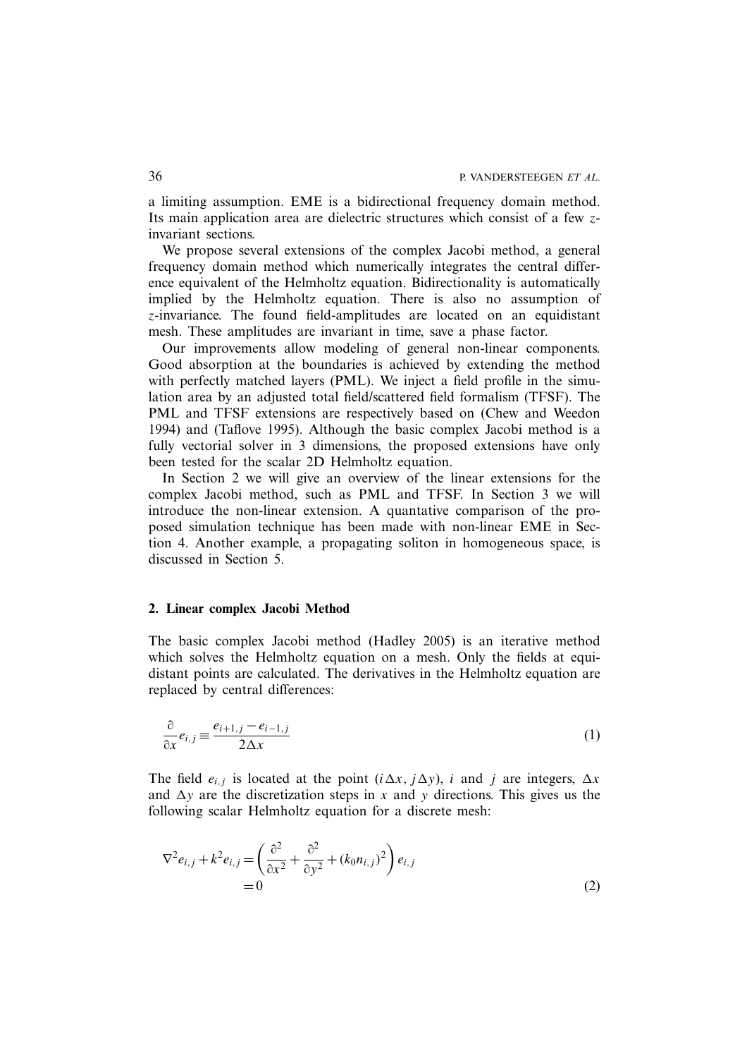a limiting assumption. EME is a bidirectional frequency domain method. Its main application area are dielectric structures which consist of a few $z$-invariant sections.

We propose several extensions of the complex Jacobi method, a general frequency domain method which numerically integrates the central difference equivalent of the Helmholtz equation. Bidirectionality is automatically implied by the Helmholtz equation. There is also no assumption of $z$-invariance. The found field-amplitudes are located on an equidistant mesh. These amplitudes are invariant in time, save a phase factor.

Our improvements allow modeling of general non-linear components. Good absorption at the boundaries is achieved by extending the method with perfectly matched layers (PML). We inject a field profile in the simulation area by an adjusted total field/scattered field formalism (TFSF). The PML and TFSF extensions are respectively based on (Chew and Weedon 1994) and (Taflove 1995). Although the basic complex Jacobi method is a fully vectorial solver in 3 dimensions, the proposed extensions have only been tested for the scalar 2D Helmholtz equation.

In Section 2 we will give an overview of the linear extensions for the complex Jacobi method, such as PML and TFSF. In Section 3 we will introduce the non-linear extension. A quantative comparison of the proposed simulation technique has been made with non-linear EME in Section 4. Another example, a propagating soliton in homogeneous space, is discussed in Section 5.

## 2. Linear complex Jacobi Method

The basic complex Jacobi method (Hadley 2005) is an iterative method which solves the Helmholtz equation on a mesh. Only the fields at equidistant points are calculated. The derivatives in the Helmholtz equation are replaced by central differences:

$$\frac{\partial}{\partial x} e_{i,j} \equiv \frac{e_{i+1,j} - e_{i-1,j}}{2\Delta x} \tag{1}$$

The field $e_{i,j}$ is located at the point $(i\Delta x, j\Delta y)$, $i$ and $j$ are integers, $\Delta x$ and $\Delta y$ are the discretization steps in $x$ and $y$ directions. This gives us the following scalar Helmholtz equation for a discrete mesh:

$$\nabla^2 e_{i,j} + k^2 e_{i,j} = \left( \frac{\partial^2}{\partial x^2} + \frac{\partial^2}{\partial y^2} + (k_0 n_{i,j})^2 \right) e_{i,j} \\ = 0 \tag{2}$$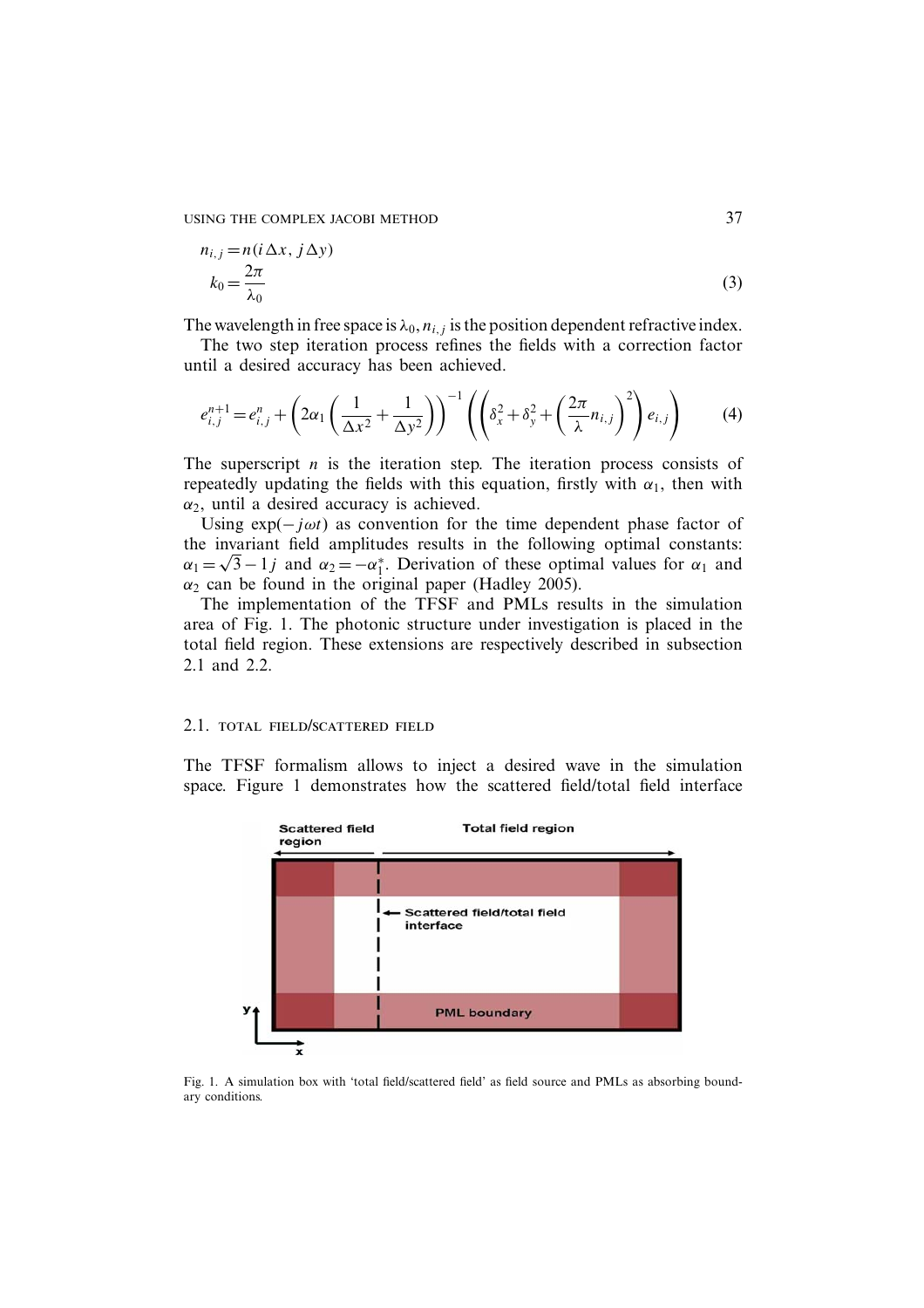$$n_{i,j} = n(i\Delta x, j\Delta y)$$

$$k_0 = \frac{2\pi}{\lambda_0} \tag{3}$$

The wavelength in free space is $\lambda_0$, $n_{i,j}$ is the position dependent refractive index.

The two step iteration process refines the fields with a correction factor until a desired accuracy has been achieved.

$$e_{i,j}^{n+1} = e_{i,j}^{n} + \left(2\alpha_1\left(\frac{1}{\Delta x^2} + \frac{1}{\Delta y^2}\right)\right)^{-1}\left(\left(\delta_x^2 + \delta_y^2 + \left(\frac{2\pi}{\lambda}n_{i,j}\right)^2\right)e_{i,j}\right) \tag{4}$$

The superscript $n$ is the iteration step. The iteration process consists of repeatedly updating the fields with this equation, firstly with $\alpha_1$, then with $\alpha_2$, until a desired accuracy is achieved.

Using $\exp(-j\omega t)$ as convention for the time dependent phase factor of the invariant field amplitudes results in the following optimal constants: $\alpha_1 = \sqrt{3} - 1j$ and $\alpha_2 = -\alpha_1^*$. Derivation of these optimal values for $\alpha_1$ and $\alpha_2$ can be found in the original paper (Hadley 2005).

The implementation of the TFSF and PMLs results in the simulation area of Fig. 1. The photonic structure under investigation is placed in the total field region. These extensions are respectively described in subsection 2.1 and 2.2.

### 2.1. Total field/scattered field

The TFSF formalism allows to inject a desired wave in the simulation space. Figure 1 demonstrates how the scattered field/total field interface

Fig. 1. A simulation box with 'total field/scattered field' as field source and PMLs as absorbing boundary conditions.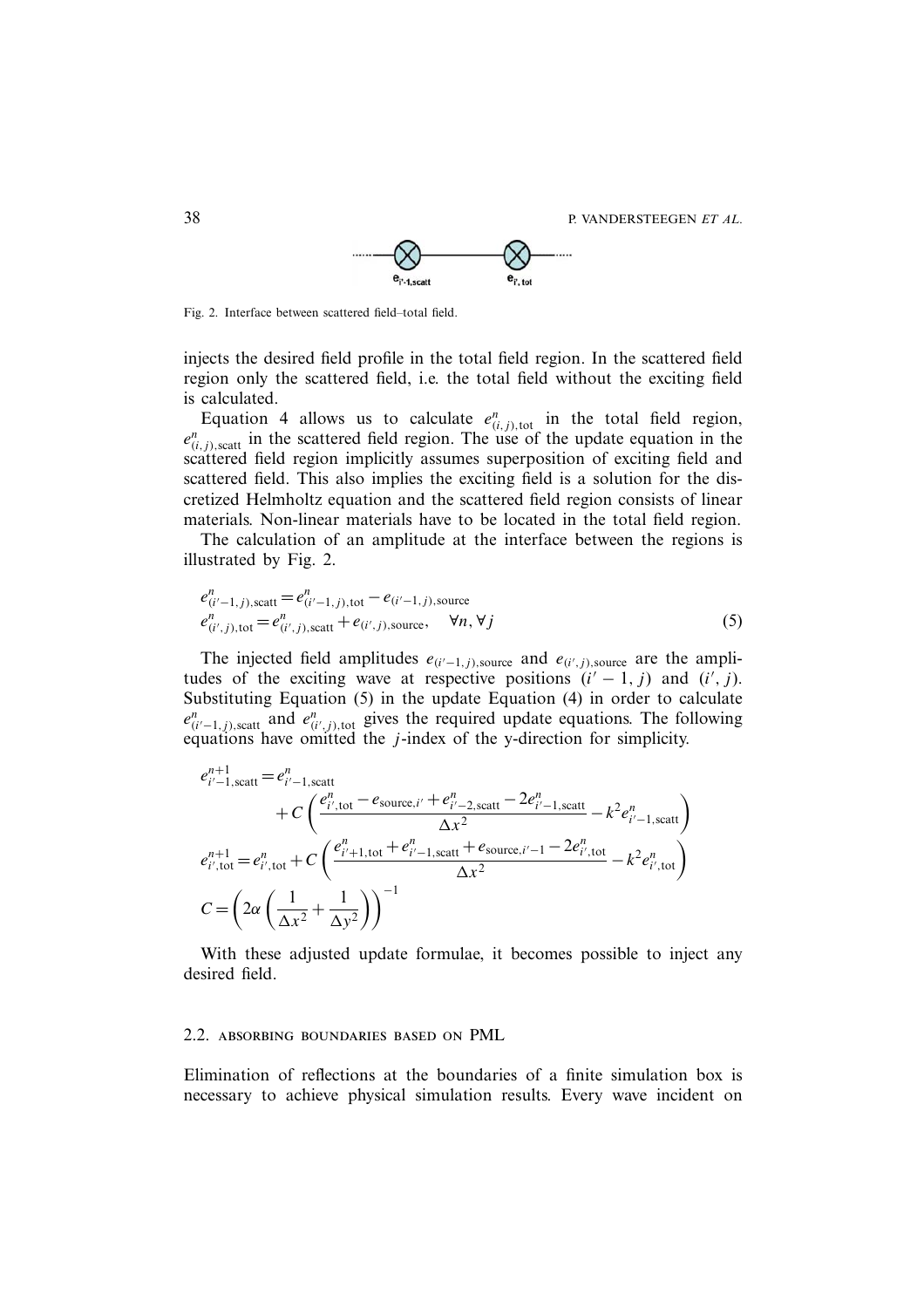Fig. 2. Interface between scattered field–total field.

injects the desired field profile in the total field region. In the scattered field region only the scattered field, i.e. the total field without the exciting field is calculated.

Equation 4 allows us to calculate $e^n_{(i,j),\text{tot}}$ in the total field region, $e^n_{(i,j),\text{scatt}}$ in the scattered field region. The use of the update equation in the scattered field region implicitly assumes superposition of exciting field and scattered field. This also implies the exciting field is a solution for the discretized Helmholtz equation and the scattered field region consists of linear materials. Non-linear materials have to be located in the total field region.

The calculation of an amplitude at the interface between the regions is illustrated by Fig. 2.

$$
\begin{aligned}
e^n_{(i'-1,j),\text{scatt}} &= e^n_{(i'-1,j),\text{tot}} - e_{(i'-1,j),\text{source}} \\
e^n_{(i',j),\text{tot}} &= e^n_{(i',j),\text{scatt}} + e_{(i',j),\text{source}}, \quad \forall n, \forall j
\end{aligned}
\tag{5}
$$

The injected field amplitudes $e_{(i'-1,j),\text{source}}$ and $e_{(i',j),\text{source}}$ are the amplitudes of the exciting wave at respective positions $(i'-1, j)$ and $(i', j)$. Substituting Equation (5) in the update Equation (4) in order to calculate $e^n_{(i'-1,j),\text{scatt}}$ and $e^n_{(i',j),\text{tot}}$ gives the required update equations. The following equations have omitted the $j$-index of the y-direction for simplicity.

$$
\begin{aligned}
e^{n+1}_{i'-1,\text{scatt}} &= e^n_{i'-1,\text{scatt}} \\
&\quad + C\left(\frac{e^n_{i',\text{tot}} - e_{\text{source},i'} + e^n_{i'-2,\text{scatt}} - 2e^n_{i'-1,\text{scatt}}}{\Delta x^2} - k^2 e^n_{i'-1,\text{scatt}}\right) \\
e^{n+1}_{i',\text{tot}} &= e^n_{i',\text{tot}} + C\left(\frac{e^n_{i'+1,\text{tot}} + e^n_{i'-1,\text{scatt}} + e_{\text{source},i'-1} - 2e^n_{i',\text{tot}}}{\Delta x^2} - k^2 e^n_{i',\text{tot}}\right) \\
C &= \left(2\alpha\left(\frac{1}{\Delta x^2} + \frac{1}{\Delta y^2}\right)\right)^{-1}
\end{aligned}
$$

With these adjusted update formulae, it becomes possible to inject any desired field.

### 2.2. Absorbing boundaries based on PML

Elimination of reflections at the boundaries of a finite simulation box is necessary to achieve physical simulation results. Every wave incident on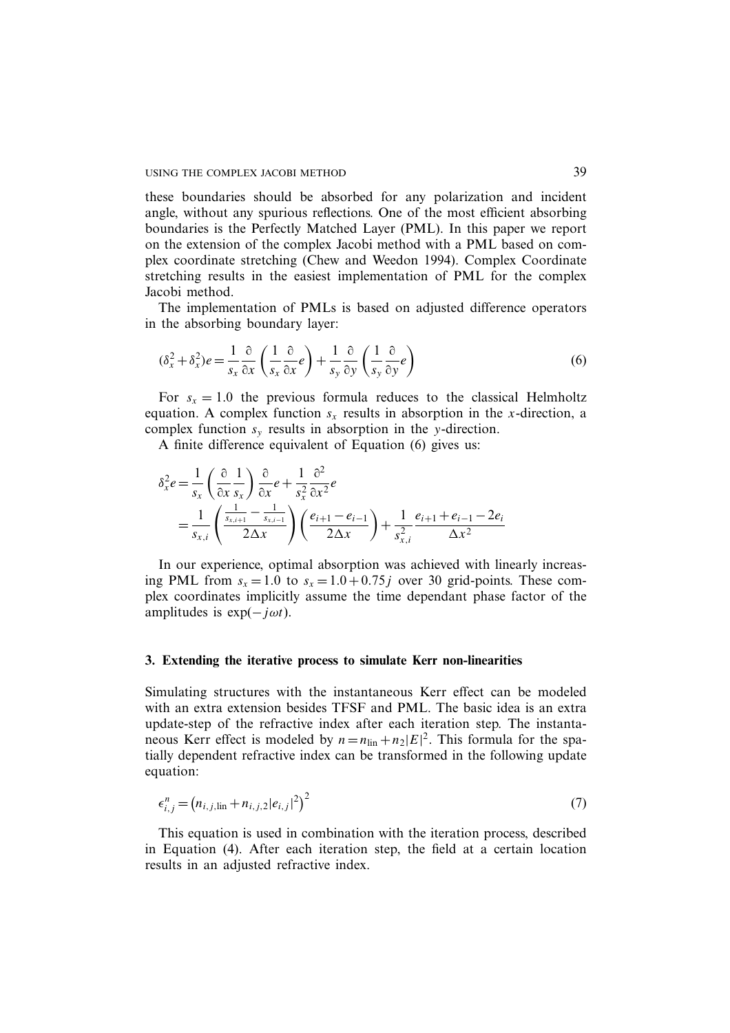these boundaries should be absorbed for any polarization and incident angle, without any spurious reflections. One of the most efficient absorbing boundaries is the Perfectly Matched Layer (PML). In this paper we report on the extension of the complex Jacobi method with a PML based on complex coordinate stretching (Chew and Weedon 1994). Complex Coordinate stretching results in the easiest implementation of PML for the complex Jacobi method.

The implementation of PMLs is based on adjusted difference operators in the absorbing boundary layer:

$$(\delta_x^2 + \delta_x^2)e = \frac{1}{s_x}\frac{\partial}{\partial x}\left(\frac{1}{s_x}\frac{\partial}{\partial x}e\right) + \frac{1}{s_y}\frac{\partial}{\partial y}\left(\frac{1}{s_y}\frac{\partial}{\partial y}e\right) \tag{6}$$

For $s_x = 1.0$ the previous formula reduces to the classical Helmholtz equation. A complex function $s_x$ results in absorption in the $x$-direction, a complex function $s_y$ results in absorption in the $y$-direction.

A finite difference equivalent of Equation (6) gives us:

$$\begin{aligned}\delta_x^2 e &= \frac{1}{s_x}\left(\frac{\partial}{\partial x}\frac{1}{s_x}\right)\frac{\partial}{\partial x}e + \frac{1}{s_x^2}\frac{\partial^2}{\partial x^2}e \\ &= \frac{1}{s_{x,i}}\left(\frac{\frac{1}{s_{x,i+1}} - \frac{1}{s_{x,i-1}}}{2\Delta x}\right)\left(\frac{e_{i+1} - e_{i-1}}{2\Delta x}\right) + \frac{1}{s_{x,i}^2}\frac{e_{i+1} + e_{i-1} - 2e_i}{\Delta x^2}\end{aligned}$$

In our experience, optimal absorption was achieved with linearly increasing PML from $s_x = 1.0$ to $s_x = 1.0 + 0.75j$ over 30 grid-points. These complex coordinates implicitly assume the time dependant phase factor of the amplitudes is $\exp(-j\omega t)$.

## 3. Extending the iterative process to simulate Kerr non-linearities

Simulating structures with the instantaneous Kerr effect can be modeled with an extra extension besides TFSF and PML. The basic idea is an extra update-step of the refractive index after each iteration step. The instantaneous Kerr effect is modeled by $n = n_{\text{lin}} + n_2|E|^2$. This formula for the spatially dependent refractive index can be transformed in the following update equation:

$$\epsilon_{i,j}^n = \left(n_{i,j,\text{lin}} + n_{i,j,2}|e_{i,j}|^2\right)^2 \tag{7}$$

This equation is used in combination with the iteration process, described in Equation (4). After each iteration step, the field at a certain location results in an adjusted refractive index.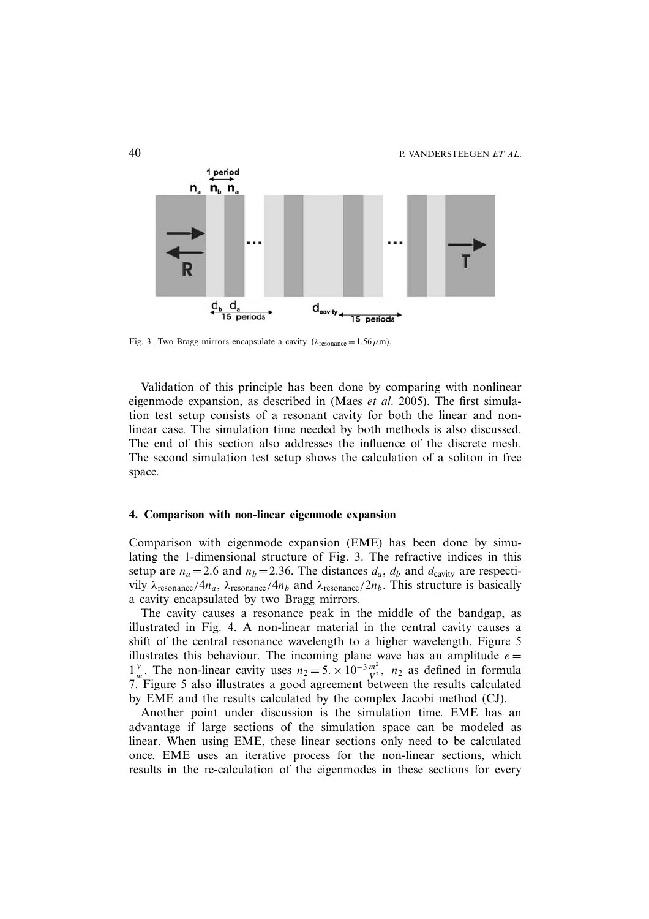Fig. 3. Two Bragg mirrors encapsulate a cavity. ($\lambda_{\text{resonance}} = 1.56\,\mu$m).

Validation of this principle has been done by comparing with nonlinear eigenmode expansion, as described in (Maes *et al*. 2005). The first simulation test setup consists of a resonant cavity for both the linear and nonlinear case. The simulation time needed by both methods is also discussed. The end of this section also addresses the influence of the discrete mesh. The second simulation test setup shows the calculation of a soliton in free space.

## 4. Comparison with non-linear eigenmode expansion

Comparison with eigenmode expansion (EME) has been done by simulating the 1-dimensional structure of Fig. 3. The refractive indices in this setup are $n_a = 2.6$ and $n_b = 2.36$. The distances $d_a$, $d_b$ and $d_{\text{cavity}}$ are respectively $\lambda_{\text{resonance}}/4n_a$, $\lambda_{\text{resonance}}/4n_b$ and $\lambda_{\text{resonance}}/2n_b$. This structure is basically a cavity encapsulated by two Bragg mirrors.

The cavity causes a resonance peak in the middle of the bandgap, as illustrated in Fig. 4. A non-linear material in the central cavity causes a shift of the central resonance wavelength to a higher wavelength. Figure 5 illustrates this behaviour. The incoming plane wave has an amplitude $e = 1\frac{V}{m}$. The non-linear cavity uses $n_2 = 5. \times 10^{-3}\frac{m^2}{V^2}$, $n_2$ as defined in formula 7. Figure 5 also illustrates a good agreement between the results calculated by EME and the results calculated by the complex Jacobi method (CJ).

Another point under discussion is the simulation time. EME has an advantage if large sections of the simulation space can be modeled as linear. When using EME, these linear sections only need to be calculated once. EME uses an iterative process for the non-linear sections, which results in the re-calculation of the eigenmodes in these sections for every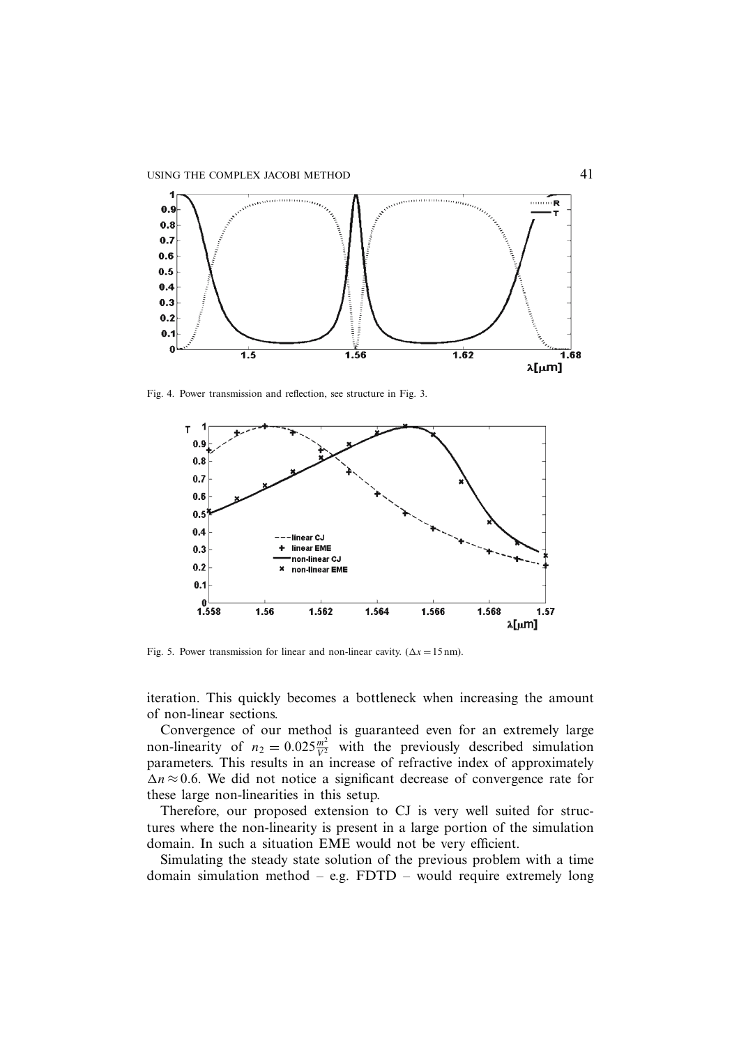Fig. 4. Power transmission and reflection, see structure in Fig. 3.

Fig. 5. Power transmission for linear and non-linear cavity. ($\Delta x = 15$ nm).

iteration. This quickly becomes a bottleneck when increasing the amount of non-linear sections.

Convergence of our method is guaranteed even for an extremely large non-linearity of $n_2 = 0.025\frac{m^2}{V^2}$ with the previously described simulation parameters. This results in an increase of refractive index of approximately $\Delta n \approx 0.6$. We did not notice a significant decrease of convergence rate for these large non-linearities in this setup.

Therefore, our proposed extension to CJ is very well suited for structures where the non-linearity is present in a large portion of the simulation domain. In such a situation EME would not be very efficient.

Simulating the steady state solution of the previous problem with a time domain simulation method – e.g. FDTD – would require extremely long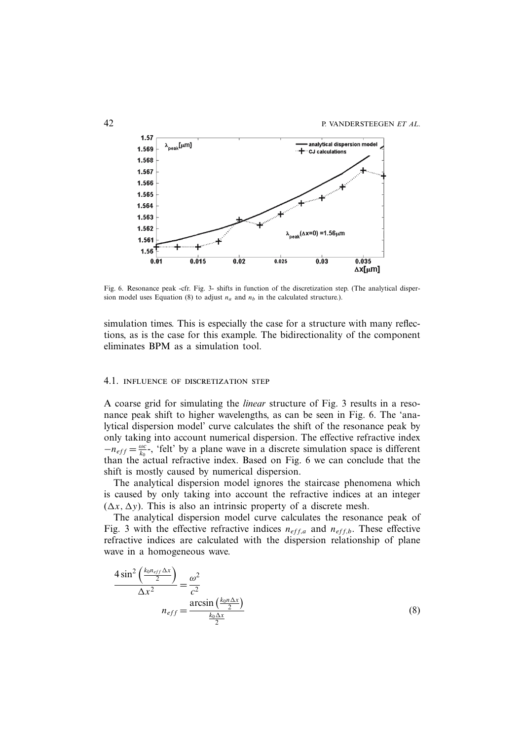Fig. 6. Resonance peak -cfr. Fig. 3- shifts in function of the discretization step. (The analytical dispersion model uses Equation (8) to adjust $n_a$ and $n_b$ in the calculated structure.).

simulation times. This is especially the case for a structure with many reflections, as is the case for this example. The bidirectionality of the component eliminates BPM as a simulation tool.

### 4.1. Influence of discretization step

A coarse grid for simulating the *linear* structure of Fig. 3 results in a resonance peak shift to higher wavelengths, as can be seen in Fig. 6. The 'analytical dispersion model' curve calculates the shift of the resonance peak by only taking into account numerical dispersion. The effective refractive index $-n_{eff} = \frac{\omega c}{k_0}$-, 'felt' by a plane wave in a discrete simulation space is different than the actual refractive index. Based on Fig. 6 we can conclude that the shift is mostly caused by numerical dispersion.

The analytical dispersion model ignores the staircase phenomena which is caused by only taking into account the refractive indices at an integer $(\Delta x, \Delta y)$. This is also an intrinsic property of a discrete mesh.

The analytical dispersion model curve calculates the resonance peak of Fig. 3 with the effective refractive indices $n_{eff,a}$ and $n_{eff,b}$. These effective refractive indices are calculated with the dispersion relationship of plane wave in a homogeneous wave.

$$
\frac{4\sin^2\left(\frac{k_0 n_{eff}\Delta x}{2}\right)}{\Delta x^2} = \frac{\omega^2}{c^2}
$$

$$
n_{eff} = \frac{\arcsin\left(\frac{k_0 n \Delta x}{2}\right)}{\frac{k_0 \Delta x}{2}} \tag{8}
$$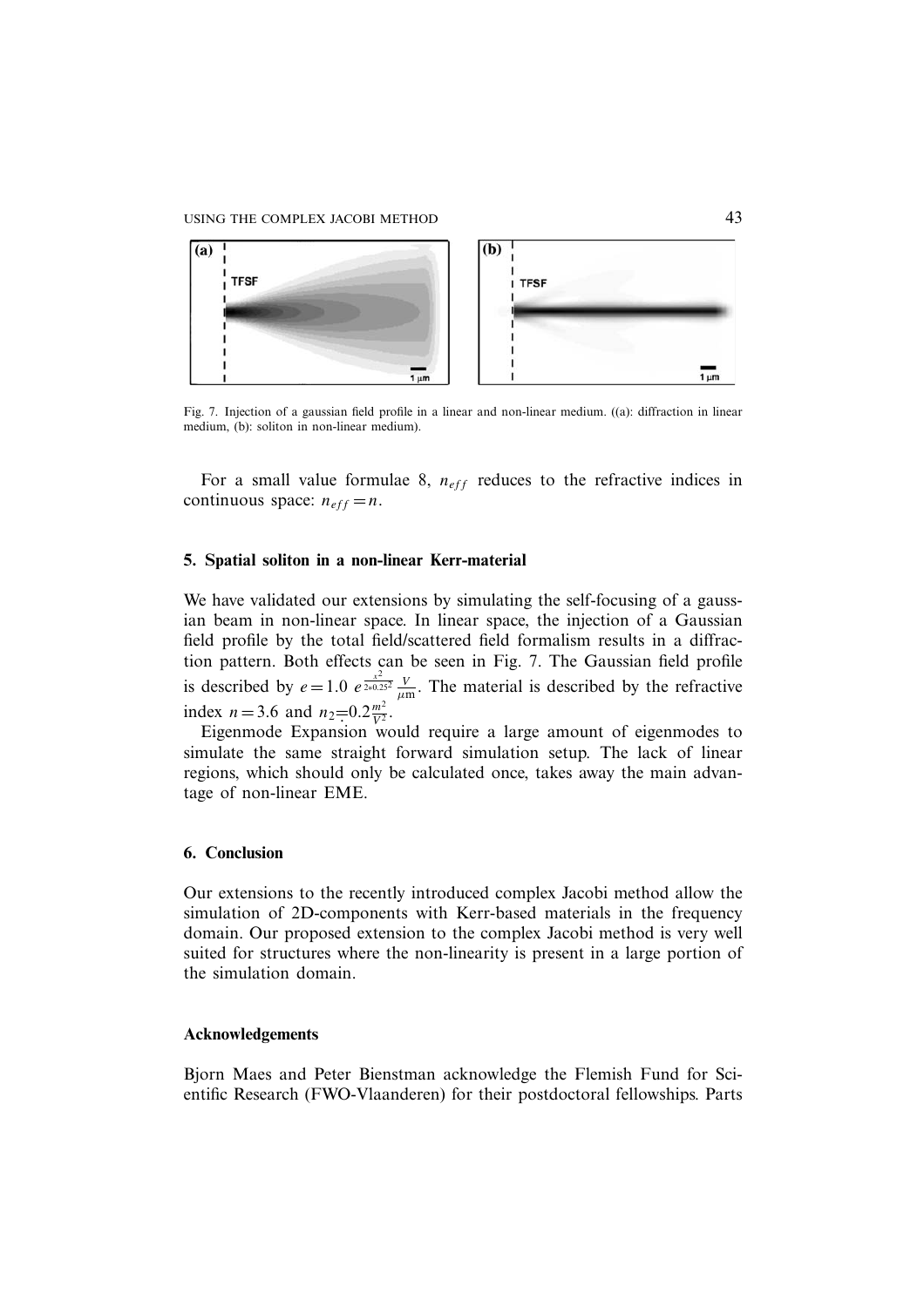Fig. 7. Injection of a gaussian field profile in a linear and non-linear medium. ((a): diffraction in linear medium, (b): soliton in non-linear medium).

For a small value formulae 8, $n_{eff}$ reduces to the refractive indices in continuous space: $n_{eff} = n$.

## 5. Spatial soliton in a non-linear Kerr-material

We have validated our extensions by simulating the self-focusing of a gaussian beam in non-linear space. In linear space, the injection of a Gaussian field profile by the total field/scattered field formalism results in a diffraction pattern. Both effects can be seen in Fig. 7. The Gaussian field profile is described by $e = 1.0\ e^{\frac{x^2}{2*0.25^2}} \frac{V}{\mu\text{m}}$. The material is described by the refractive index $n = 3.6$ and $n_2 = 0.2 \frac{m^2}{V^2}$.

Eigenmode Expansion would require a large amount of eigenmodes to simulate the same straight forward simulation setup. The lack of linear regions, which should only be calculated once, takes away the main advantage of non-linear EME.

## 6. Conclusion

Our extensions to the recently introduced complex Jacobi method allow the simulation of 2D-components with Kerr-based materials in the frequency domain. Our proposed extension to the complex Jacobi method is very well suited for structures where the non-linearity is present in a large portion of the simulation domain.

## Acknowledgements

Bjorn Maes and Peter Bienstman acknowledge the Flemish Fund for Scientific Research (FWO-Vlaanderen) for their postdoctoral fellowships. Parts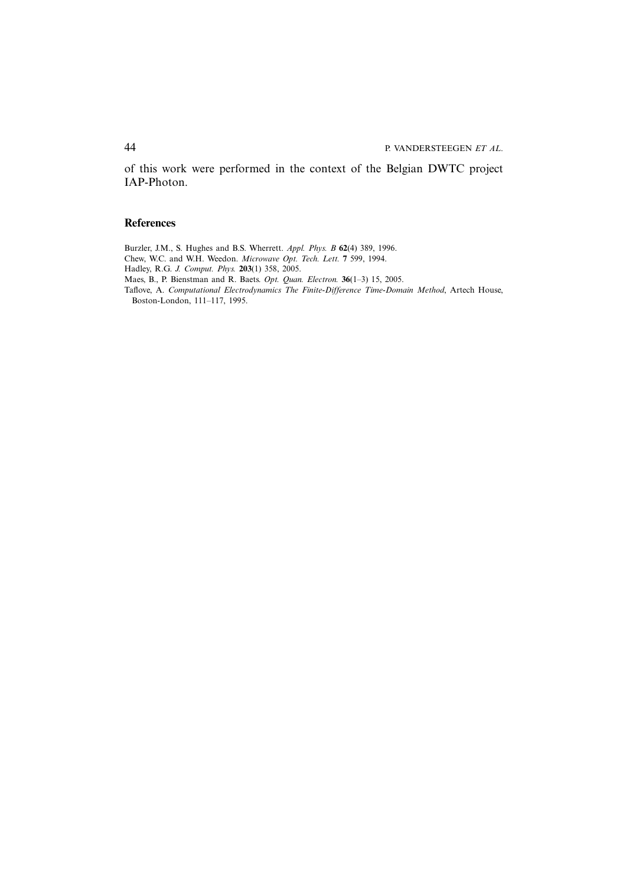of this work were performed in the context of the Belgian DWTC project IAP-Photon.

## References

Burzler, J.M., S. Hughes and B.S. Wherrett. *Appl. Phys. B* **62**(4) 389, 1996.

Chew, W.C. and W.H. Weedon. *Microwave Opt. Tech. Lett.* **7** 599, 1994.

Hadley, R.G. *J. Comput. Phys.* **203**(1) 358, 2005.

Maes, B., P. Bienstman and R. Baets. *Opt. Quan. Electron.* **36**(1–3) 15, 2005.

Taflove, A. *Computational Electrodynamics The Finite-Difference Time-Domain Method*, Artech House, Boston-London, 111–117, 1995.